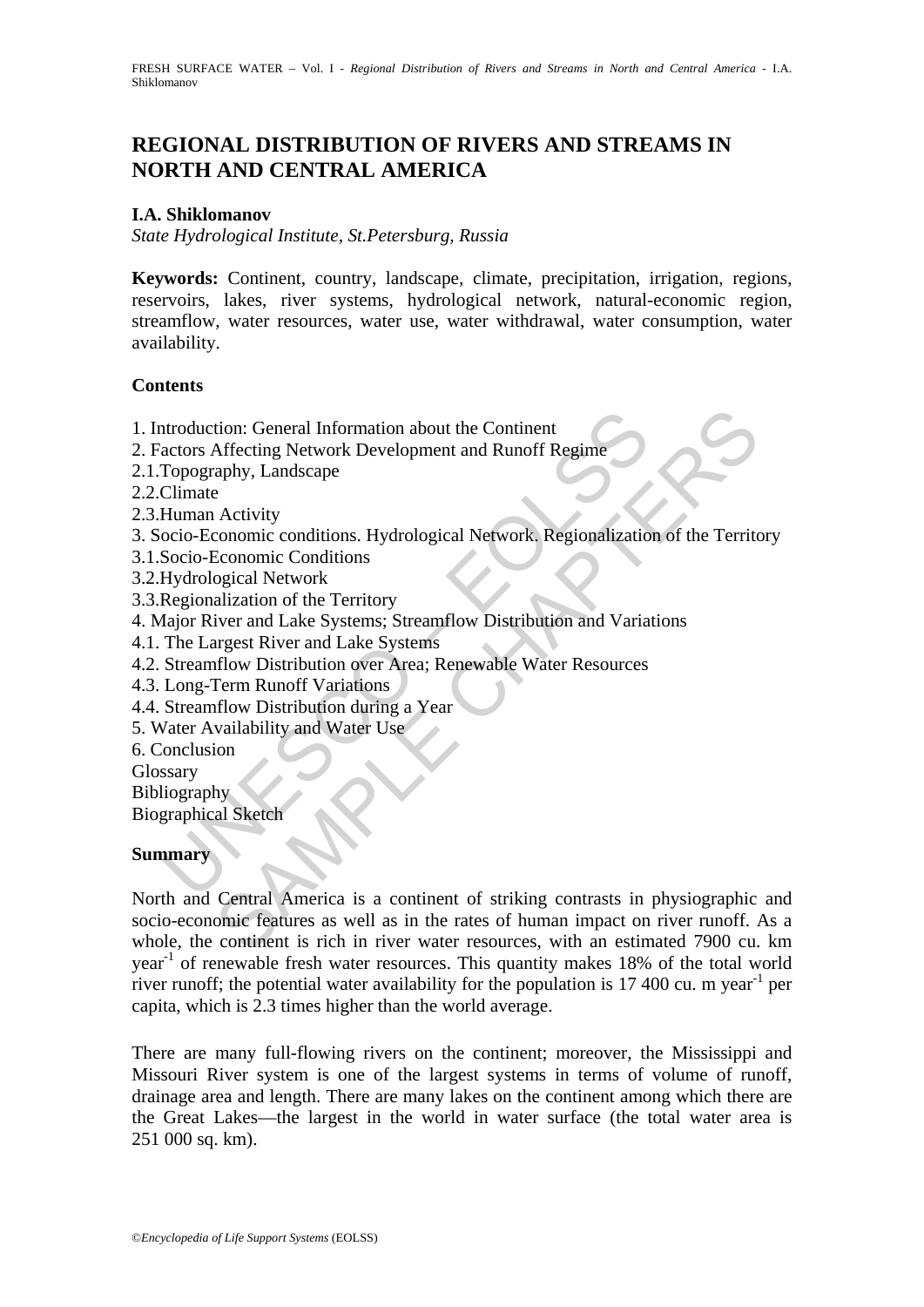# REGIONAL DISTRIBUTION OF RIVERS AND STREAMS IN NORTH AND CENTRAL AMERICA

**I.A. Shiklomanov**

*State Hydrological Institute, St.Petersburg, Russia*

**Keywords:** Continent, country, landscape, climate, precipitation, irrigation, regions, reservoirs, lakes, river systems, hydrological network, natural-economic region, streamflow, water resources, water use, water withdrawal, water consumption, water availability.

## Contents

1. Introduction: General Information about the Continent
2. Factors Affecting Network Development and Runoff Regime
2.1.Topography, Landscape
2.2.Climate
2.3.Human Activity
3. Socio-Economic conditions. Hydrological Network. Regionalization of the Territory
3.1.Socio-Economic Conditions
3.2.Hydrological Network
3.3.Regionalization of the Territory
4. Major River and Lake Systems; Streamflow Distribution and Variations
4.1. The Largest River and Lake Systems
4.2. Streamflow Distribution over Area; Renewable Water Resources
4.3. Long-Term Runoff Variations
4.4. Streamflow Distribution during a Year
5. Water Availability and Water Use
6. Conclusion
Glossary
Bibliography
Biographical Sketch

## Summary

North and Central America is a continent of striking contrasts in physiographic and socio-economic features as well as in the rates of human impact on river runoff. As a whole, the continent is rich in river water resources, with an estimated 7900 cu. km year$^{-1}$ of renewable fresh water resources. This quantity makes 18% of the total world river runoff; the potential water availability for the population is 17 400 cu. m year$^{-1}$ per capita, which is 2.3 times higher than the world average.

There are many full-flowing rivers on the continent; moreover, the Mississippi and Missouri River system is one of the largest systems in terms of volume of runoff, drainage area and length. There are many lakes on the continent among which there are the Great Lakes—the largest in the world in water surface (the total water area is 251 000 sq. km).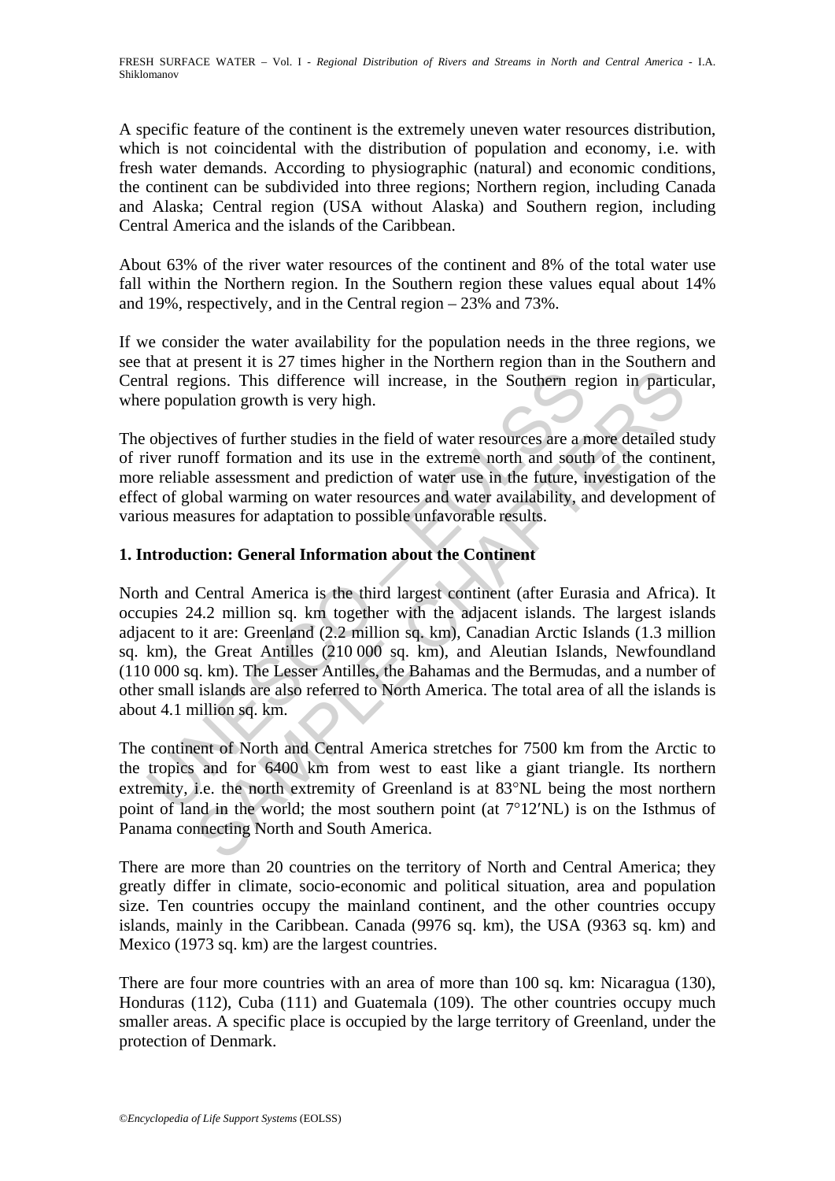A specific feature of the continent is the extremely uneven water resources distribution, which is not coincidental with the distribution of population and economy, i.e. with fresh water demands. According to physiographic (natural) and economic conditions, the continent can be subdivided into three regions; Northern region, including Canada and Alaska; Central region (USA without Alaska) and Southern region, including Central America and the islands of the Caribbean.

About 63% of the river water resources of the continent and 8% of the total water use fall within the Northern region. In the Southern region these values equal about 14% and 19%, respectively, and in the Central region – 23% and 73%.

If we consider the water availability for the population needs in the three regions, we see that at present it is 27 times higher in the Northern region than in the Southern and Central regions. This difference will increase, in the Southern region in particular, where population growth is very high.

The objectives of further studies in the field of water resources are a more detailed study of river runoff formation and its use in the extreme north and south of the continent, more reliable assessment and prediction of water use in the future, investigation of the effect of global warming on water resources and water availability, and development of various measures for adaptation to possible unfavorable results.

## 1. Introduction: General Information about the Continent

North and Central America is the third largest continent (after Eurasia and Africa). It occupies 24.2 million sq. km together with the adjacent islands. The largest islands adjacent to it are: Greenland (2.2 million sq. km), Canadian Arctic Islands (1.3 million sq. km), the Great Antilles (210 000 sq. km), and Aleutian Islands, Newfoundland (110 000 sq. km). The Lesser Antilles, the Bahamas and the Bermudas, and a number of other small islands are also referred to North America. The total area of all the islands is about 4.1 million sq. km.

The continent of North and Central America stretches for 7500 km from the Arctic to the tropics and for 6400 km from west to east like a giant triangle. Its northern extremity, i.e. the north extremity of Greenland is at 83°NL being the most northern point of land in the world; the most southern point (at 7°12′NL) is on the Isthmus of Panama connecting North and South America.

There are more than 20 countries on the territory of North and Central America; they greatly differ in climate, socio-economic and political situation, area and population size. Ten countries occupy the mainland continent, and the other countries occupy islands, mainly in the Caribbean. Canada (9976 sq. km), the USA (9363 sq. km) and Mexico (1973 sq. km) are the largest countries.

There are four more countries with an area of more than 100 sq. km: Nicaragua (130), Honduras (112), Cuba (111) and Guatemala (109). The other countries occupy much smaller areas. A specific place is occupied by the large territory of Greenland, under the protection of Denmark.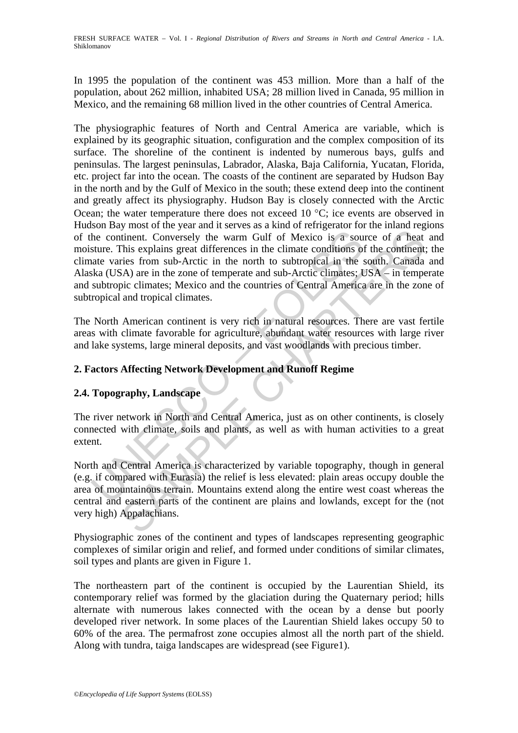In 1995 the population of the continent was 453 million. More than a half of the population, about 262 million, inhabited USA; 28 million lived in Canada, 95 million in Mexico, and the remaining 68 million lived in the other countries of Central America.

The physiographic features of North and Central America are variable, which is explained by its geographic situation, configuration and the complex composition of its surface. The shoreline of the continent is indented by numerous bays, gulfs and peninsulas. The largest peninsulas, Labrador, Alaska, Baja California, Yucatan, Florida, etc. project far into the ocean. The coasts of the continent are separated by Hudson Bay in the north and by the Gulf of Mexico in the south; these extend deep into the continent and greatly affect its physiography. Hudson Bay is closely connected with the Arctic Ocean; the water temperature there does not exceed 10 °C; ice events are observed in Hudson Bay most of the year and it serves as a kind of refrigerator for the inland regions of the continent. Conversely the warm Gulf of Mexico is a source of a heat and moisture. This explains great differences in the climate conditions of the continent; the climate varies from sub-Arctic in the north to subtropical in the south. Canada and Alaska (USA) are in the zone of temperate and sub-Arctic climates; USA – in temperate and subtropic climates; Mexico and the countries of Central America are in the zone of subtropical and tropical climates.

The North American continent is very rich in natural resources. There are vast fertile areas with climate favorable for agriculture, abundant water resources with large river and lake systems, large mineral deposits, and vast woodlands with precious timber.

## 2. Factors Affecting Network Development and Runoff Regime

### 2.4. Topography, Landscape

The river network in North and Central America, just as on other continents, is closely connected with climate, soils and plants, as well as with human activities to a great extent.

North and Central America is characterized by variable topography, though in general (e.g. if compared with Eurasia) the relief is less elevated: plain areas occupy double the area of mountainous terrain. Mountains extend along the entire west coast whereas the central and eastern parts of the continent are plains and lowlands, except for the (not very high) Appalachians.

Physiographic zones of the continent and types of landscapes representing geographic complexes of similar origin and relief, and formed under conditions of similar climates, soil types and plants are given in Figure 1.

The northeastern part of the continent is occupied by the Laurentian Shield, its contemporary relief was formed by the glaciation during the Quaternary period; hills alternate with numerous lakes connected with the ocean by a dense but poorly developed river network. In some places of the Laurentian Shield lakes occupy 50 to 60% of the area. The permafrost zone occupies almost all the north part of the shield. Along with tundra, taiga landscapes are widespread (see Figure1).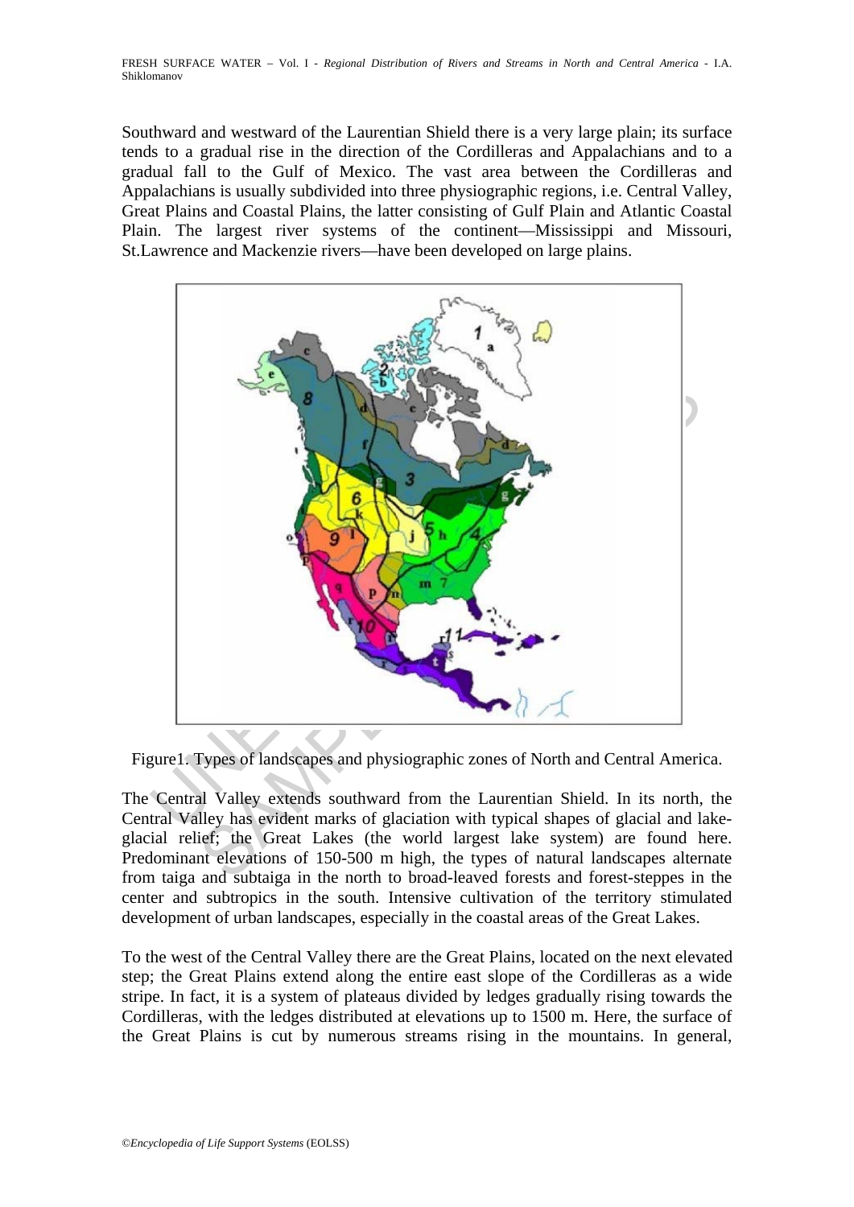Southward and westward of the Laurentian Shield there is a very large plain; its surface tends to a gradual rise in the direction of the Cordilleras and Appalachians and to a gradual fall to the Gulf of Mexico. The vast area between the Cordilleras and Appalachians is usually subdivided into three physiographic regions, i.e. Central Valley, Great Plains and Coastal Plains, the latter consisting of Gulf Plain and Atlantic Coastal Plain. The largest river systems of the continent—Mississippi and Missouri, St.Lawrence and Mackenzie rivers—have been developed on large plains.

Figure1. Types of landscapes and physiographic zones of North and Central America.

The Central Valley extends southward from the Laurentian Shield. In its north, the Central Valley has evident marks of glaciation with typical shapes of glacial and lake-glacial relief; the Great Lakes (the world largest lake system) are found here. Predominant elevations of 150-500 m high, the types of natural landscapes alternate from taiga and subtaiga in the north to broad-leaved forests and forest-steppes in the center and subtropics in the south. Intensive cultivation of the territory stimulated development of urban landscapes, especially in the coastal areas of the Great Lakes.

To the west of the Central Valley there are the Great Plains, located on the next elevated step; the Great Plains extend along the entire east slope of the Cordilleras as a wide stripe. In fact, it is a system of plateaus divided by ledges gradually rising towards the Cordilleras, with the ledges distributed at elevations up to 1500 m. Here, the surface of the Great Plains is cut by numerous streams rising in the mountains. In general,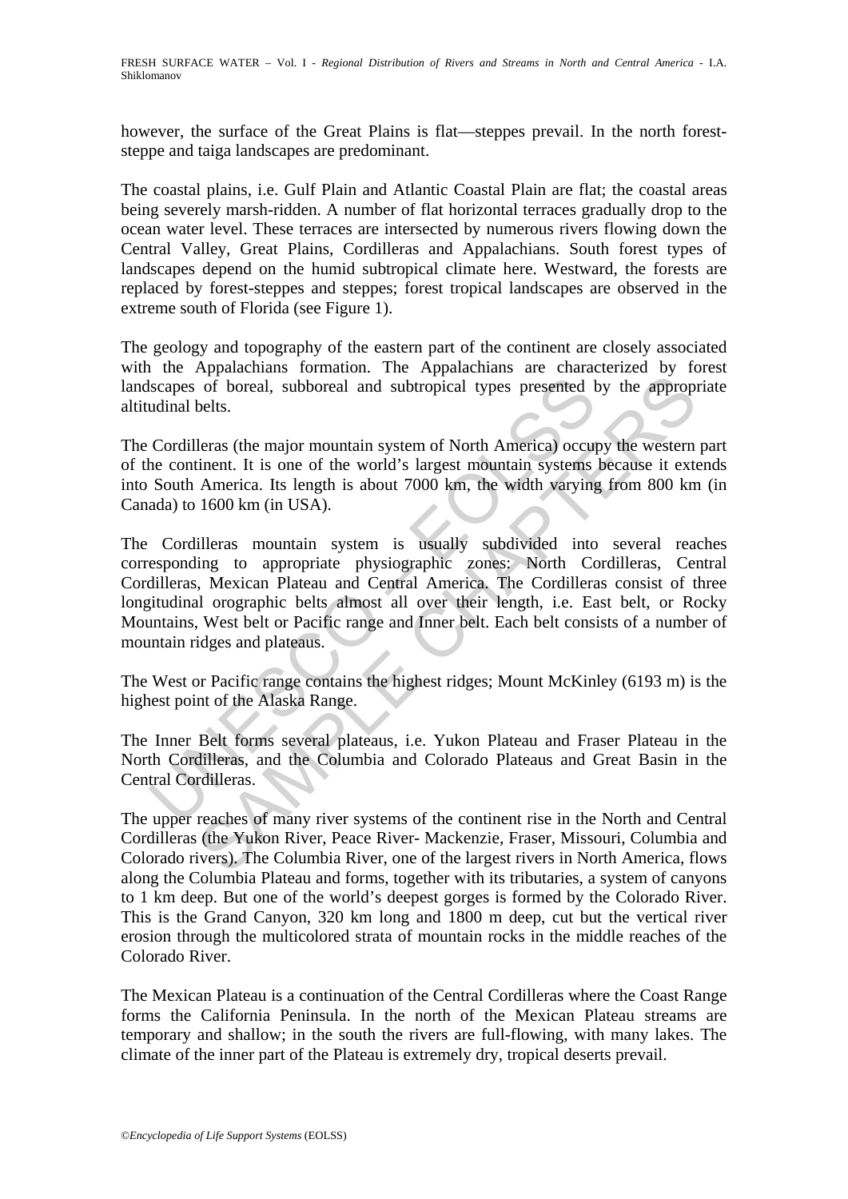however, the surface of the Great Plains is flat—steppes prevail. In the north forest-steppe and taiga landscapes are predominant.

The coastal plains, i.e. Gulf Plain and Atlantic Coastal Plain are flat; the coastal areas being severely marsh-ridden. A number of flat horizontal terraces gradually drop to the ocean water level. These terraces are intersected by numerous rivers flowing down the Central Valley, Great Plains, Cordilleras and Appalachians. South forest types of landscapes depend on the humid subtropical climate here. Westward, the forests are replaced by forest-steppes and steppes; forest tropical landscapes are observed in the extreme south of Florida (see Figure 1).

The geology and topography of the eastern part of the continent are closely associated with the Appalachians formation. The Appalachians are characterized by forest landscapes of boreal, subboreal and subtropical types presented by the appropriate altitudinal belts.

The Cordilleras (the major mountain system of North America) occupy the western part of the continent. It is one of the world's largest mountain systems because it extends into South America. Its length is about 7000 km, the width varying from 800 km (in Canada) to 1600 km (in USA).

The Cordilleras mountain system is usually subdivided into several reaches corresponding to appropriate physiographic zones: North Cordilleras, Central Cordilleras, Mexican Plateau and Central America. The Cordilleras consist of three longitudinal orographic belts almost all over their length, i.e. East belt, or Rocky Mountains, West belt or Pacific range and Inner belt. Each belt consists of a number of mountain ridges and plateaus.

The West or Pacific range contains the highest ridges; Mount McKinley (6193 m) is the highest point of the Alaska Range.

The Inner Belt forms several plateaus, i.e. Yukon Plateau and Fraser Plateau in the North Cordilleras, and the Columbia and Colorado Plateaus and Great Basin in the Central Cordilleras.

The upper reaches of many river systems of the continent rise in the North and Central Cordilleras (the Yukon River, Peace River- Mackenzie, Fraser, Missouri, Columbia and Colorado rivers). The Columbia River, one of the largest rivers in North America, flows along the Columbia Plateau and forms, together with its tributaries, a system of canyons to 1 km deep. But one of the world's deepest gorges is formed by the Colorado River. This is the Grand Canyon, 320 km long and 1800 m deep, cut but the vertical river erosion through the multicolored strata of mountain rocks in the middle reaches of the Colorado River.

The Mexican Plateau is a continuation of the Central Cordilleras where the Coast Range forms the California Peninsula. In the north of the Mexican Plateau streams are temporary and shallow; in the south the rivers are full-flowing, with many lakes. The climate of the inner part of the Plateau is extremely dry, tropical deserts prevail.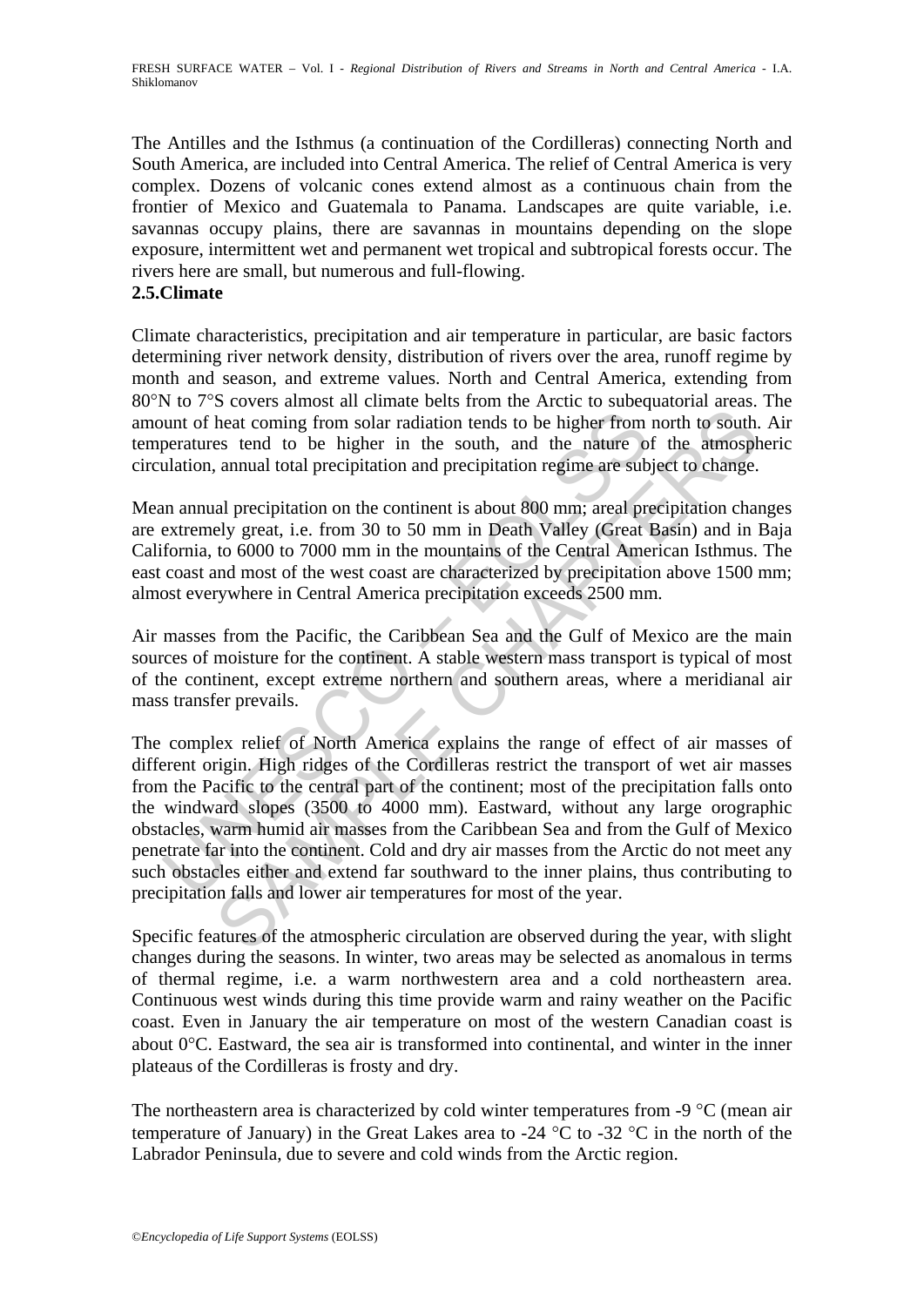The Antilles and the Isthmus (a continuation of the Cordilleras) connecting North and South America, are included into Central America. The relief of Central America is very complex. Dozens of volcanic cones extend almost as a continuous chain from the frontier of Mexico and Guatemala to Panama. Landscapes are quite variable, i.e. savannas occupy plains, there are savannas in mountains depending on the slope exposure, intermittent wet and permanent wet tropical and subtropical forests occur. The rivers here are small, but numerous and full-flowing.

## 2.5.Climate

Climate characteristics, precipitation and air temperature in particular, are basic factors determining river network density, distribution of rivers over the area, runoff regime by month and season, and extreme values. North and Central America, extending from 80°N to 7°S covers almost all climate belts from the Arctic to subequatorial areas. The amount of heat coming from solar radiation tends to be higher from north to south. Air temperatures tend to be higher in the south, and the nature of the atmospheric circulation, annual total precipitation and precipitation regime are subject to change.

Mean annual precipitation on the continent is about 800 mm; areal precipitation changes are extremely great, i.e. from 30 to 50 mm in Death Valley (Great Basin) and in Baja California, to 6000 to 7000 mm in the mountains of the Central American Isthmus. The east coast and most of the west coast are characterized by precipitation above 1500 mm; almost everywhere in Central America precipitation exceeds 2500 mm.

Air masses from the Pacific, the Caribbean Sea and the Gulf of Mexico are the main sources of moisture for the continent. A stable western mass transport is typical of most of the continent, except extreme northern and southern areas, where a meridianal air mass transfer prevails.

The complex relief of North America explains the range of effect of air masses of different origin. High ridges of the Cordilleras restrict the transport of wet air masses from the Pacific to the central part of the continent; most of the precipitation falls onto the windward slopes (3500 to 4000 mm). Eastward, without any large orographic obstacles, warm humid air masses from the Caribbean Sea and from the Gulf of Mexico penetrate far into the continent. Cold and dry air masses from the Arctic do not meet any such obstacles either and extend far southward to the inner plains, thus contributing to precipitation falls and lower air temperatures for most of the year.

Specific features of the atmospheric circulation are observed during the year, with slight changes during the seasons. In winter, two areas may be selected as anomalous in terms of thermal regime, i.e. a warm northwestern area and a cold northeastern area. Continuous west winds during this time provide warm and rainy weather on the Pacific coast. Even in January the air temperature on most of the western Canadian coast is about 0°C. Eastward, the sea air is transformed into continental, and winter in the inner plateaus of the Cordilleras is frosty and dry.

The northeastern area is characterized by cold winter temperatures from -9 °C (mean air temperature of January) in the Great Lakes area to -24 °C to -32 °C in the north of the Labrador Peninsula, due to severe and cold winds from the Arctic region.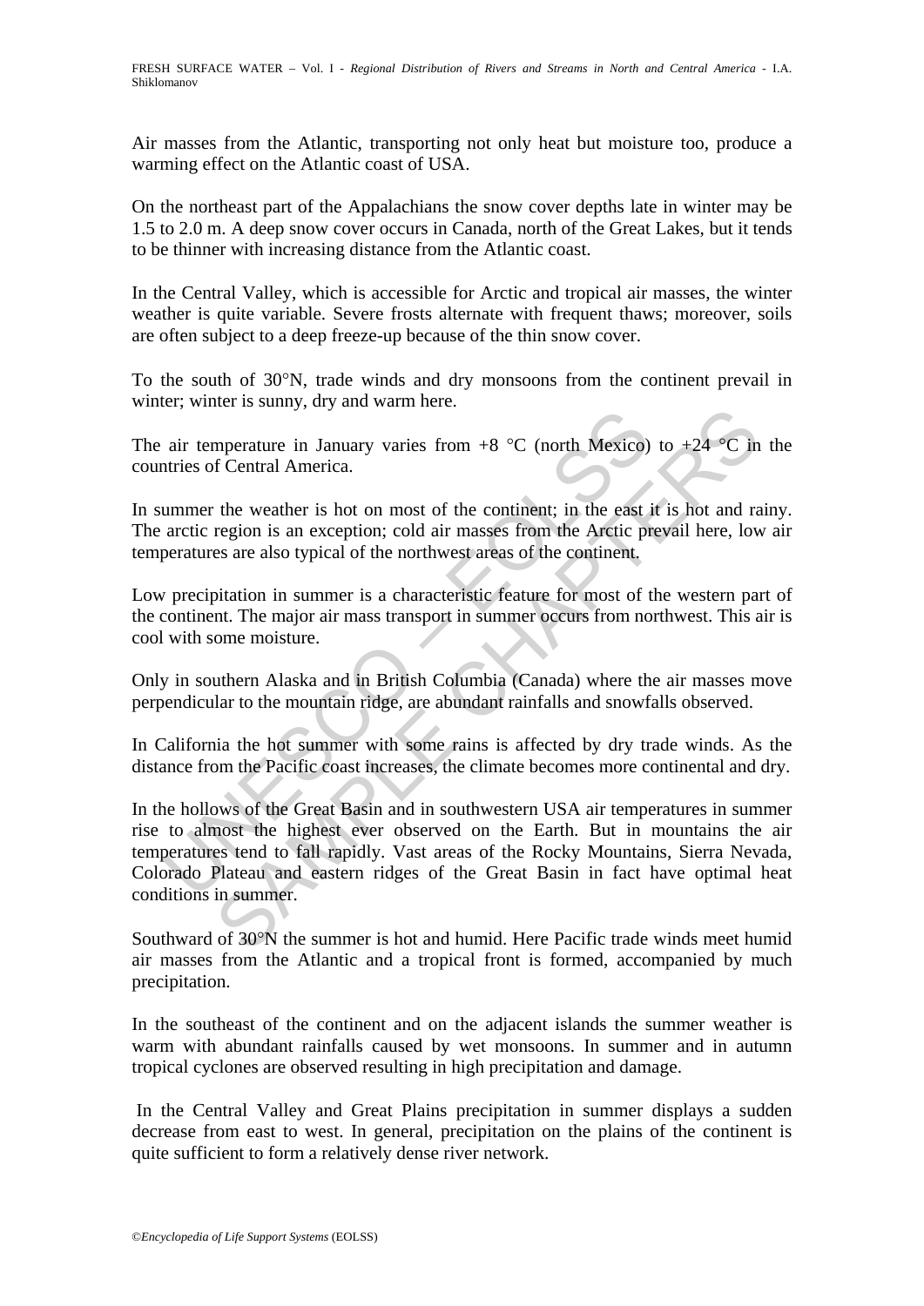Air masses from the Atlantic, transporting not only heat but moisture too, produce a warming effect on the Atlantic coast of USA.

On the northeast part of the Appalachians the snow cover depths late in winter may be 1.5 to 2.0 m. A deep snow cover occurs in Canada, north of the Great Lakes, but it tends to be thinner with increasing distance from the Atlantic coast.

In the Central Valley, which is accessible for Arctic and tropical air masses, the winter weather is quite variable. Severe frosts alternate with frequent thaws; moreover, soils are often subject to a deep freeze-up because of the thin snow cover.

To the south of 30°N, trade winds and dry monsoons from the continent prevail in winter; winter is sunny, dry and warm here.

The air temperature in January varies from +8 °C (north Mexico) to +24 °C in the countries of Central America.

In summer the weather is hot on most of the continent; in the east it is hot and rainy. The arctic region is an exception; cold air masses from the Arctic prevail here, low air temperatures are also typical of the northwest areas of the continent.

Low precipitation in summer is a characteristic feature for most of the western part of the continent. The major air mass transport in summer occurs from northwest. This air is cool with some moisture.

Only in southern Alaska and in British Columbia (Canada) where the air masses move perpendicular to the mountain ridge, are abundant rainfalls and snowfalls observed.

In California the hot summer with some rains is affected by dry trade winds. As the distance from the Pacific coast increases, the climate becomes more continental and dry.

In the hollows of the Great Basin and in southwestern USA air temperatures in summer rise to almost the highest ever observed on the Earth. But in mountains the air temperatures tend to fall rapidly. Vast areas of the Rocky Mountains, Sierra Nevada, Colorado Plateau and eastern ridges of the Great Basin in fact have optimal heat conditions in summer.

Southward of 30°N the summer is hot and humid. Here Pacific trade winds meet humid air masses from the Atlantic and a tropical front is formed, accompanied by much precipitation.

In the southeast of the continent and on the adjacent islands the summer weather is warm with abundant rainfalls caused by wet monsoons. In summer and in autumn tropical cyclones are observed resulting in high precipitation and damage.

In the Central Valley and Great Plains precipitation in summer displays a sudden decrease from east to west. In general, precipitation on the plains of the continent is quite sufficient to form a relatively dense river network.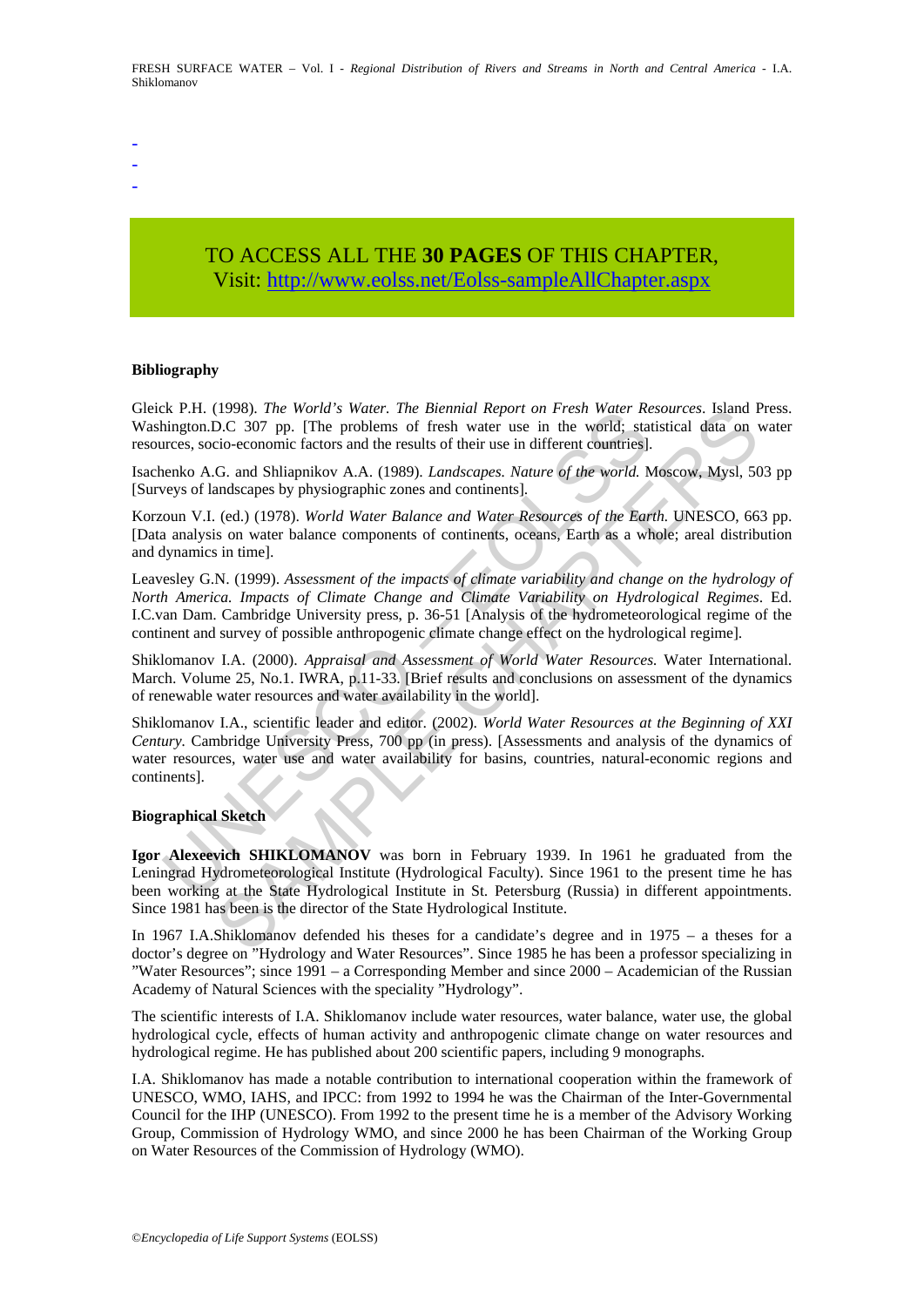-
-
-

TO ACCESS ALL THE **30 PAGES** OF THIS CHAPTER,
Visit: http://www.eolss.net/Eolss-sampleAllChapter.aspx

**Bibliography**

Gleick P.H. (1998). *The World's Water. The Biennial Report on Fresh Water Resources*. Island Press. Washington.D.C 307 pp. [The problems of fresh water use in the world; statistical data on water resources, socio-economic factors and the results of their use in different countries].

Isachenko A.G. and Shliapnikov A.A. (1989). *Landscapes. Nature of the world.* Moscow, Mysl, 503 pp [Surveys of landscapes by physiographic zones and continents].

Korzoun V.I. (ed.) (1978). *World Water Balance and Water Resources of the Earth.* UNESCO, 663 pp. [Data analysis on water balance components of continents, oceans, Earth as a whole; areal distribution and dynamics in time].

Leavesley G.N. (1999). *Assessment of the impacts of climate variability and change on the hydrology of North America. Impacts of Climate Change and Climate Variability on Hydrological Regimes*. Ed. I.C.van Dam. Cambridge University press, p. 36-51 [Analysis of the hydrometeorological regime of the continent and survey of possible anthropogenic climate change effect on the hydrological regime].

Shiklomanov I.A. (2000). *Appraisal and Assessment of World Water Resources.* Water International. March. Volume 25, No.1. IWRA, p.11-33. [Brief results and conclusions on assessment of the dynamics of renewable water resources and water availability in the world].

Shiklomanov I.A., scientific leader and editor. (2002). *World Water Resources at the Beginning of XXI Century*. Cambridge University Press, 700 pp (in press). [Assessments and analysis of the dynamics of water resources, water use and water availability for basins, countries, natural-economic regions and continents].

**Biographical Sketch**

**Igor Alexeevich SHIKLOMANOV** was born in February 1939. In 1961 he graduated from the Leningrad Hydrometeorological Institute (Hydrological Faculty). Since 1961 to the present time he has been working at the State Hydrological Institute in St. Petersburg (Russia) in different appointments. Since 1981 has been is the director of the State Hydrological Institute.

In 1967 I.A.Shiklomanov defended his theses for a candidate's degree and in 1975 – a theses for a doctor's degree on "Hydrology and Water Resources". Since 1985 he has been a professor specializing in "Water Resources"; since 1991 – a Corresponding Member and since 2000 – Academician of the Russian Academy of Natural Sciences with the speciality "Hydrology".

The scientific interests of I.A. Shiklomanov include water resources, water balance, water use, the global hydrological cycle, effects of human activity and anthropogenic climate change on water resources and hydrological regime. He has published about 200 scientific papers, including 9 monographs.

I.A. Shiklomanov has made a notable contribution to international cooperation within the framework of UNESCO, WMO, IAHS, and IPCC: from 1992 to 1994 he was the Chairman of the Inter-Governmental Council for the IHP (UNESCO). From 1992 to the present time he is a member of the Advisory Working Group, Commission of Hydrology WMO, and since 2000 he has been Chairman of the Working Group on Water Resources of the Commission of Hydrology (WMO).